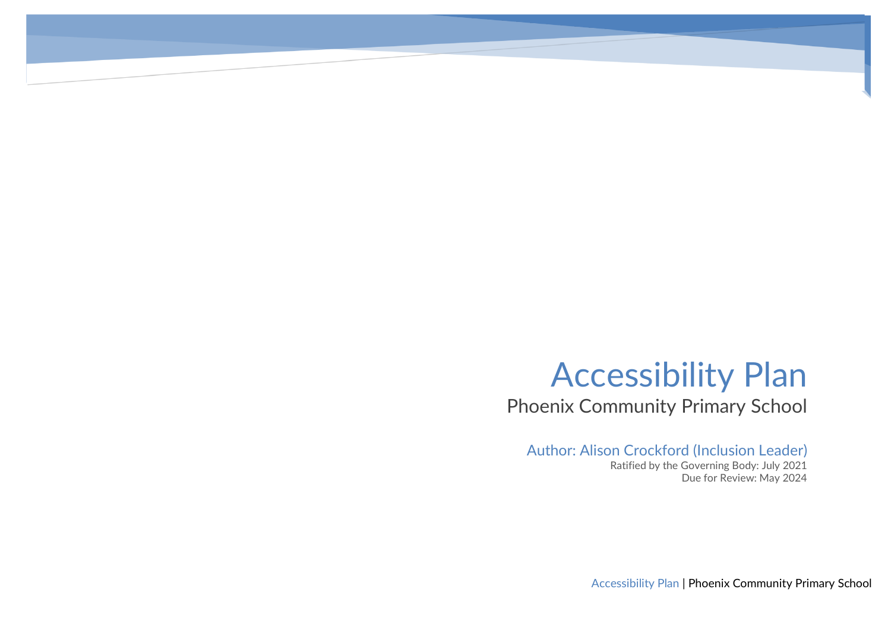# Accessibility Plan

## Phoenix Community Primary School

Author: Alison Crockford (Inclusion Leader)

Ratified by the Governing Body: July 2021

Due for Review: May 2024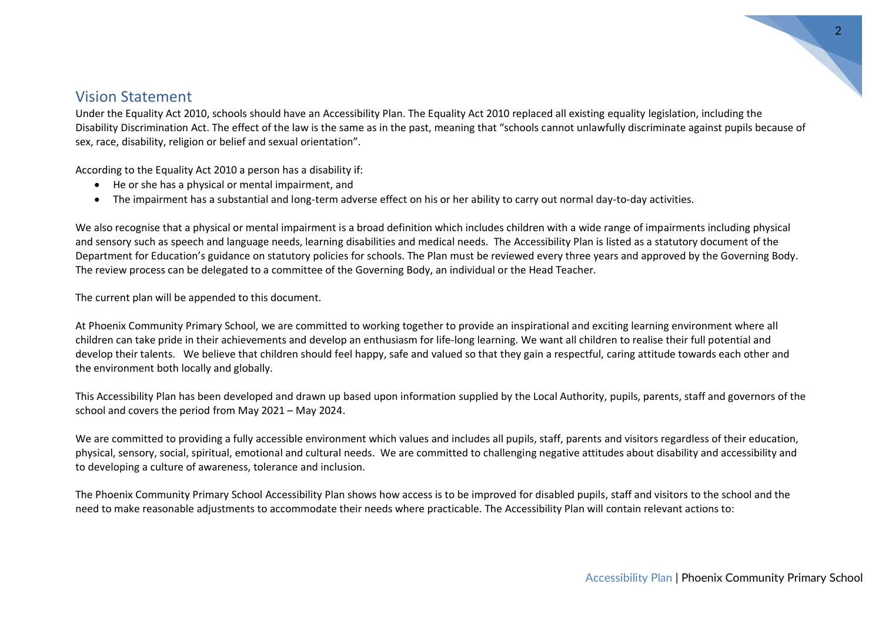## Vision Statement

Under the Equality Act 2010, schools should have an Accessibility Plan. The Equality Act 2010 replaced all existing equality legislation, including the Disability Discrimination Act. The effect of the law is the same as in the past, meaning that "schools cannot unlawfully discriminate against pupils because of sex, race, disability, religion or belief and sexual orientation".

According to the Equality Act 2010 a person has a disability if:

- He or she has a physical or mental impairment, and
- The impairment has a substantial and long-term adverse effect on his or her ability to carry out normal day-to-day activities.

We also recognise that a physical or mental impairment is a broad definition which includes children with a wide range of impairments including physical and sensory such as speech and language needs, learning disabilities and medical needs. The Accessibility Plan is listed as a statutory document of the Department for Education's guidance on statutory policies for schools. The Plan must be reviewed every three years and approved by the Governing Body. The review process can be delegated to a committee of the Governing Body, an individual or the Head Teacher.

The current plan will be appended to this document.

At Phoenix Community Primary School, we are committed to working together to provide an inspirational and exciting learning environment where all children can take pride in their achievements and develop an enthusiasm for life-long learning. We want all children to realise their full potential and develop their talents. We believe that children should feel happy, safe and valued so that they gain a respectful, caring attitude towards each other and the environment both locally and globally.

This Accessibility Plan has been developed and drawn up based upon information supplied by the Local Authority, pupils, parents, staff and governors of the school and covers the period from May 2021 – May 2024.

We are committed to providing a fully accessible environment which values and includes all pupils, staff, parents and visitors regardless of their education, physical, sensory, social, spiritual, emotional and cultural needs. We are committed to challenging negative attitudes about disability and accessibility and to developing a culture of awareness, tolerance and inclusion.

The Phoenix Community Primary School Accessibility Plan shows how access is to be improved for disabled pupils, staff and visitors to the school and the need to make reasonable adjustments to accommodate their needs where practicable. The Accessibility Plan will contain relevant actions to: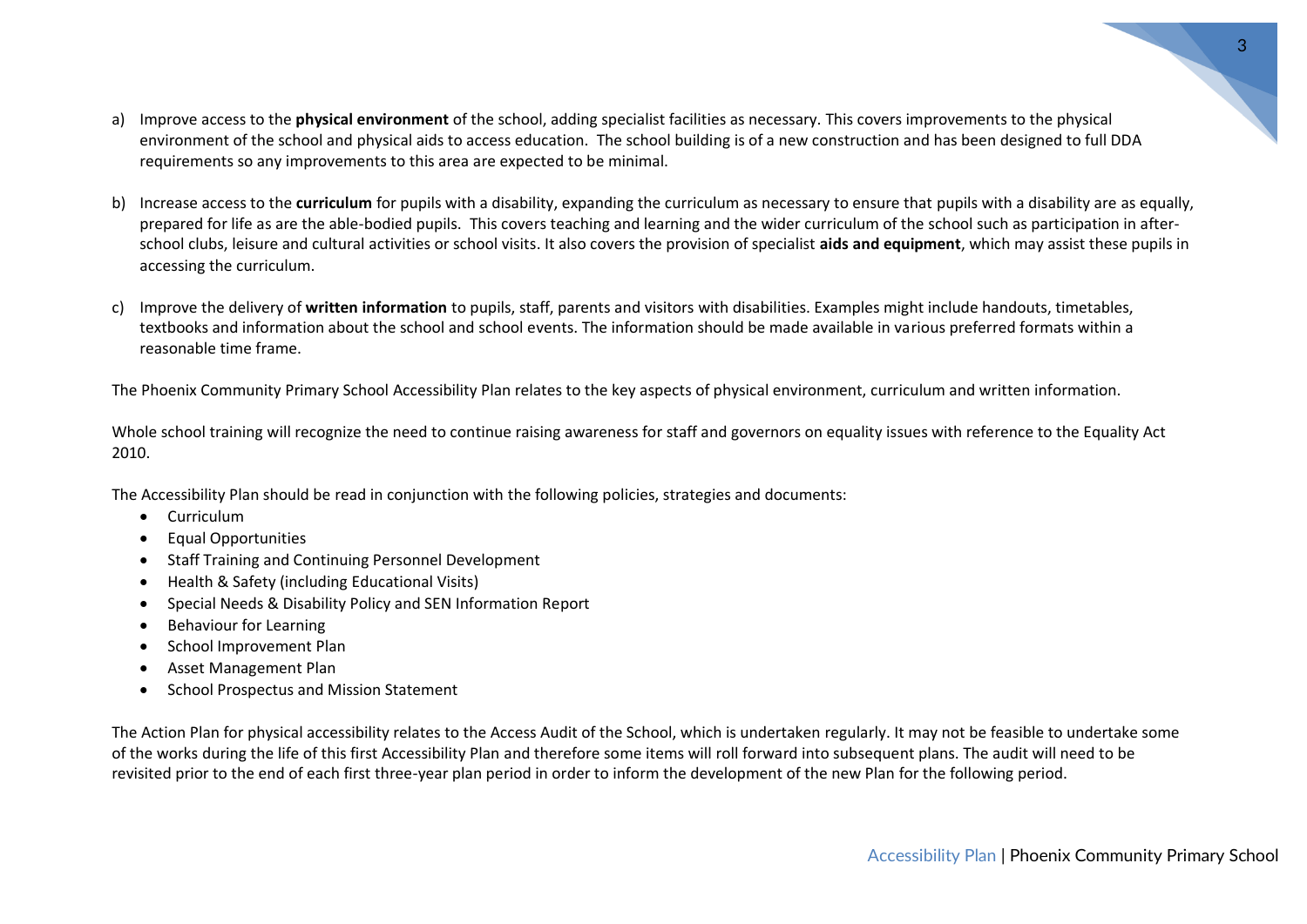a) Improve access to the **physical environment** of the school, adding specialist facilities as necessary. This covers improvements to the physical environment of the school and physical aids to access education. The school building is of a new construction and has been designed to full DDA requirements so any improvements to this area are expected to be minimal.

b) Increase access to the **curriculum** for pupils with a disability, expanding the curriculum as necessary to ensure that pupils with a disability are as equally, prepared for life as are the able-bodied pupils. This covers teaching and learning and the wider curriculum of the school such as participation in after-school clubs, leisure and cultural activities or school visits. It also covers the provision of specialist **aids and equipment**, which may assist these pupils in accessing the curriculum.

c) Improve the delivery of **written information** to pupils, staff, parents and visitors with disabilities. Examples might include handouts, timetables, textbooks and information about the school and school events. The information should be made available in various preferred formats within a reasonable time frame.

The Phoenix Community Primary School Accessibility Plan relates to the key aspects of physical environment, curriculum and written information.

Whole school training will recognize the need to continue raising awareness for staff and governors on equality issues with reference to the Equality Act 2010.

The Accessibility Plan should be read in conjunction with the following policies, strategies and documents:

- Curriculum
- Equal Opportunities
- Staff Training and Continuing Personnel Development
- Health & Safety (including Educational Visits)
- Special Needs & Disability Policy and SEN Information Report
- Behaviour for Learning
- School Improvement Plan
- Asset Management Plan
- School Prospectus and Mission Statement

The Action Plan for physical accessibility relates to the Access Audit of the School, which is undertaken regularly. It may not be feasible to undertake some of the works during the life of this first Accessibility Plan and therefore some items will roll forward into subsequent plans. The audit will need to be revisited prior to the end of each first three-year plan period in order to inform the development of the new Plan for the following period.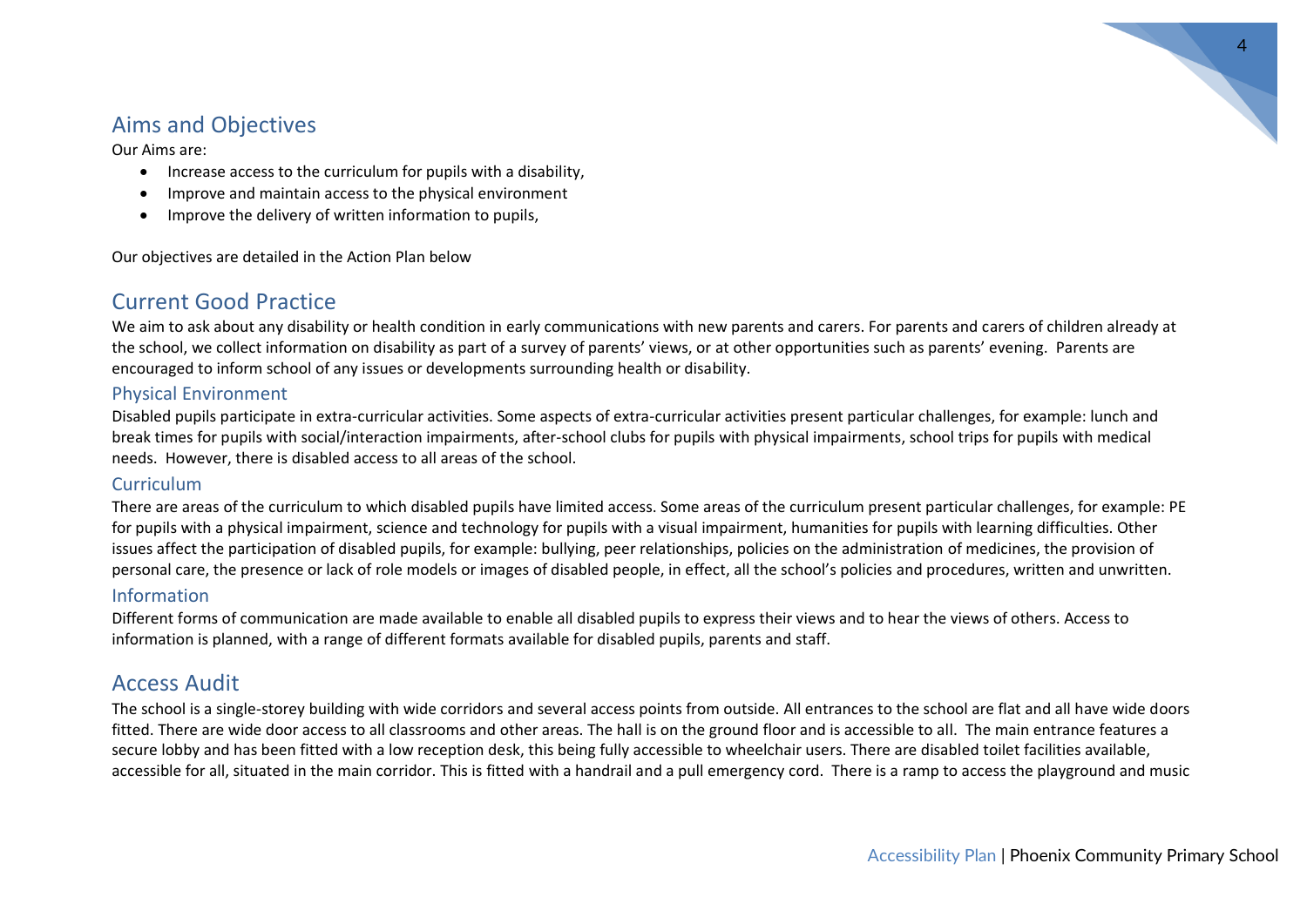## Aims and Objectives

Our Aims are:

- Increase access to the curriculum for pupils with a disability,
- Improve and maintain access to the physical environment
- Improve the delivery of written information to pupils,

Our objectives are detailed in the Action Plan below

## Current Good Practice

We aim to ask about any disability or health condition in early communications with new parents and carers. For parents and carers of children already at the school, we collect information on disability as part of a survey of parents' views, or at other opportunities such as parents' evening. Parents are encouraged to inform school of any issues or developments surrounding health or disability.

### Physical Environment

Disabled pupils participate in extra-curricular activities. Some aspects of extra-curricular activities present particular challenges, for example: lunch and break times for pupils with social/interaction impairments, after-school clubs for pupils with physical impairments, school trips for pupils with medical needs. However, there is disabled access to all areas of the school.

### Curriculum

There are areas of the curriculum to which disabled pupils have limited access. Some areas of the curriculum present particular challenges, for example: PE for pupils with a physical impairment, science and technology for pupils with a visual impairment, humanities for pupils with learning difficulties. Other issues affect the participation of disabled pupils, for example: bullying, peer relationships, policies on the administration of medicines, the provision of personal care, the presence or lack of role models or images of disabled people, in effect, all the school's policies and procedures, written and unwritten.

### Information

Different forms of communication are made available to enable all disabled pupils to express their views and to hear the views of others. Access to information is planned, with a range of different formats available for disabled pupils, parents and staff.

## Access Audit

The school is a single-storey building with wide corridors and several access points from outside. All entrances to the school are flat and all have wide doors fitted. There are wide door access to all classrooms and other areas. The hall is on the ground floor and is accessible to all. The main entrance features a secure lobby and has been fitted with a low reception desk, this being fully accessible to wheelchair users. There are disabled toilet facilities available, accessible for all, situated in the main corridor. This is fitted with a handrail and a pull emergency cord. There is a ramp to access the playground and music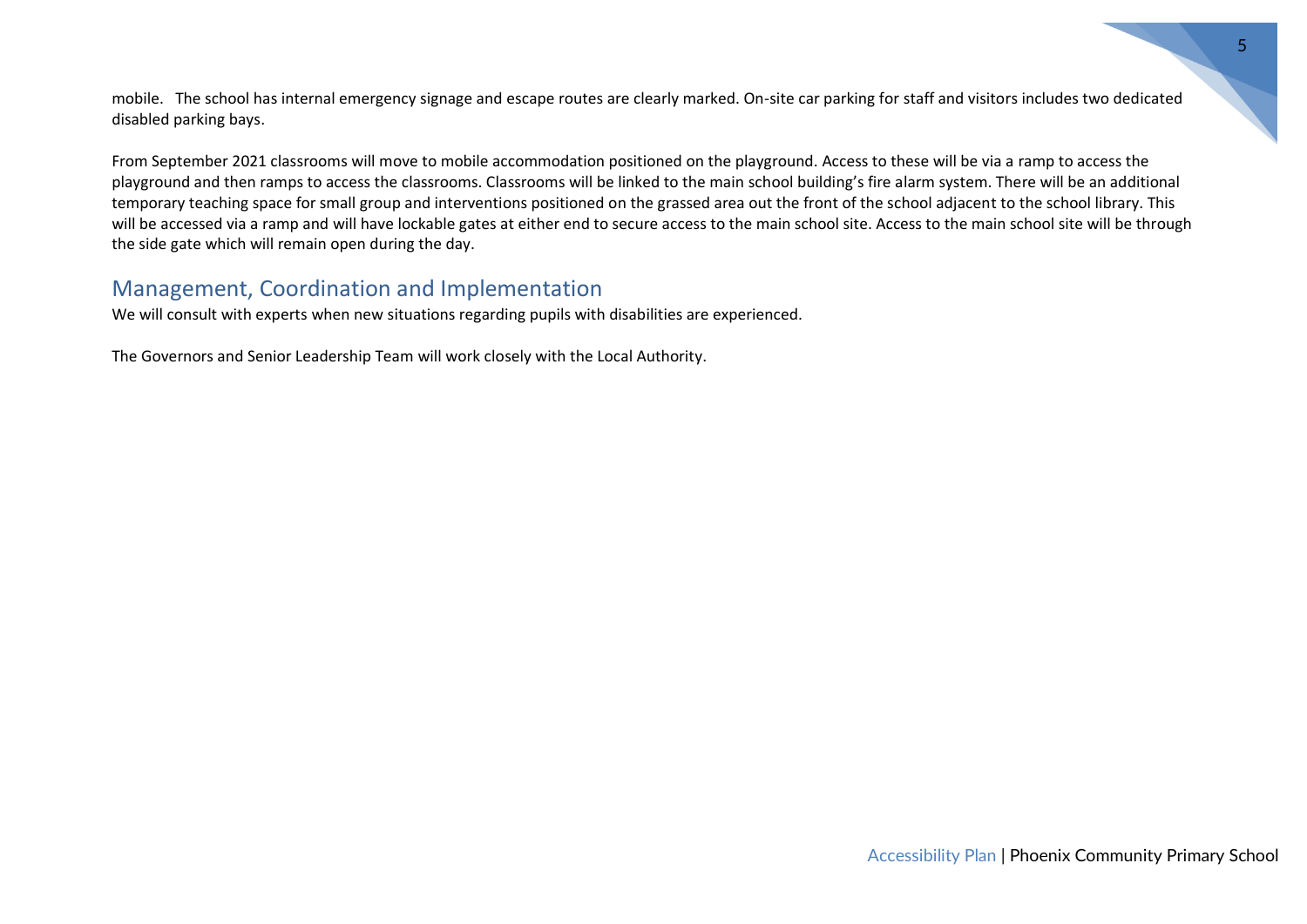mobile.   The school has internal emergency signage and escape routes are clearly marked. On-site car parking for staff and visitors includes two dedicated disabled parking bays.

From September 2021 classrooms will move to mobile accommodation positioned on the playground. Access to these will be via a ramp to access the playground and then ramps to access the classrooms. Classrooms will be linked to the main school building's fire alarm system. There will be an additional temporary teaching space for small group and interventions positioned on the grassed area out the front of the school adjacent to the school library. This will be accessed via a ramp and will have lockable gates at either end to secure access to the main school site. Access to the main school site will be through the side gate which will remain open during the day.

## Management, Coordination and Implementation

We will consult with experts when new situations regarding pupils with disabilities are experienced.

The Governors and Senior Leadership Team will work closely with the Local Authority.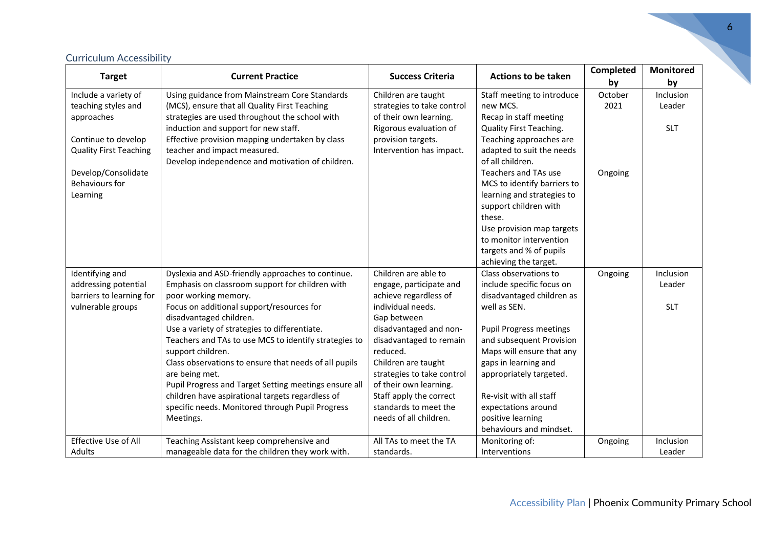## Curriculum Accessibility

| Target | Current Practice | Success Criteria | Actions to be taken | Completed by | Monitored by |
|---|---|---|---|---|---|
| Include a variety of teaching styles and approaches<br><br>Continue to develop Quality First Teaching<br><br>Develop/Consolidate Behaviours for Learning | Using guidance from Mainstream Core Standards (MCS), ensure that all Quality First Teaching strategies are used throughout the school with induction and support for new staff.<br>Effective provision mapping undertaken by class teacher and impact measured.<br>Develop independence and motivation of children. | Children are taught strategies to take control of their own learning.<br>Rigorous evaluation of provision targets.<br>Intervention has impact. | Staff meeting to introduce new MCS.<br>Recap in staff meeting Quality First Teaching.<br>Teaching approaches are adapted to suit the needs of all children.<br>Teachers and TAs use MCS to identify barriers to learning and strategies to support children with these.<br>Use provision map targets to monitor intervention targets and % of pupils achieving the target. | October 2021<br><br><br><br><br>Ongoing | Inclusion Leader<br><br>SLT |
| Identifying and addressing potential barriers to learning for vulnerable groups | Dyslexia and ASD-friendly approaches to continue.<br>Emphasis on classroom support for children with poor working memory.<br>Focus on additional support/resources for disadvantaged children.<br>Use a variety of strategies to differentiate.<br>Teachers and TAs to use MCS to identify strategies to support children.<br>Class observations to ensure that needs of all pupils are being met.<br>Pupil Progress and Target Setting meetings ensure all children have aspirational targets regardless of specific needs. Monitored through Pupil Progress Meetings. | Children are able to engage, participate and achieve regardless of individual needs.<br>Gap between disadvantaged and non-disadvantaged to remain reduced.<br>Children are taught strategies to take control of their own learning.<br>Staff apply the correct standards to meet the needs of all children. | Class observations to include specific focus on disadvantaged children as well as SEN.<br><br>Pupil Progress meetings and subsequent Provision Maps will ensure that any gaps in learning and appropriately targeted.<br><br>Re-visit with all staff expectations around positive learning behaviours and mindset. | Ongoing | Inclusion Leader<br><br>SLT |
| Effective Use of All Adults | Teaching Assistant keep comprehensive and manageable data for the children they work with. | All TAs to meet the TA standards. | Monitoring of:<br>Interventions | Ongoing | Inclusion Leader |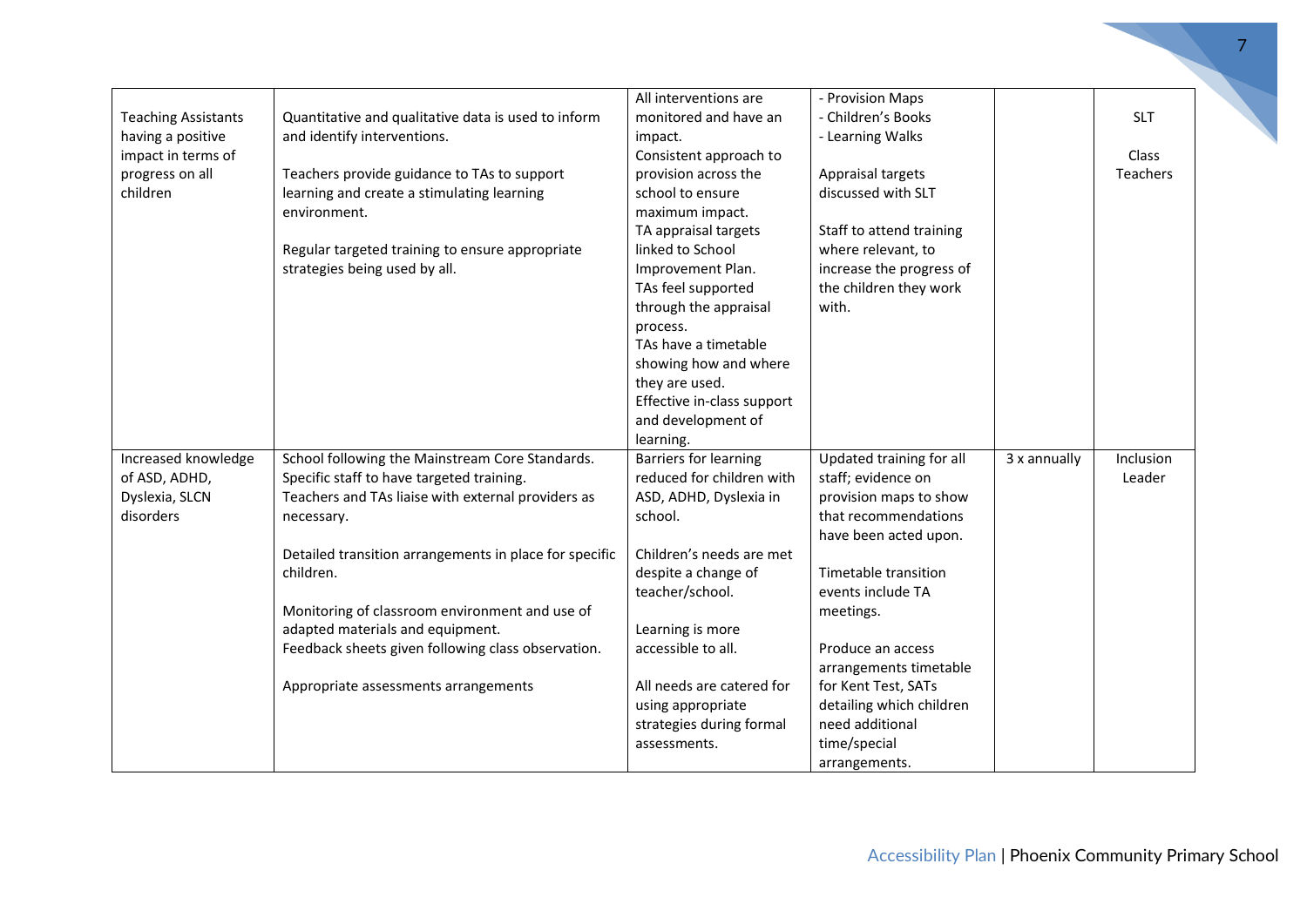| | | | | | |
|---|---|---|---|---|---|
| Teaching Assistants having a positive impact in terms of progress on all children | Quantitative and qualitative data is used to inform and identify interventions.<br><br>Teachers provide guidance to TAs to support learning and create a stimulating learning environment.<br><br>Regular targeted training to ensure appropriate strategies being used by all. | All interventions are monitored and have an impact.<br>Consistent approach to provision across the school to ensure maximum impact.<br>TA appraisal targets linked to School Improvement Plan.<br>TAs feel supported through the appraisal process.<br>TAs have a timetable showing how and where they are used.<br>Effective in-class support and development of learning. | - Provision Maps<br>- Children's Books<br>- Learning Walks<br><br>Appraisal targets discussed with SLT<br><br>Staff to attend training where relevant, to increase the progress of the children they work with. | | SLT<br><br>Class Teachers |
| Increased knowledge of ASD, ADHD, Dyslexia, SLCN disorders | School following the Mainstream Core Standards.<br>Specific staff to have targeted training.<br>Teachers and TAs liaise with external providers as necessary.<br><br>Detailed transition arrangements in place for specific children.<br><br>Monitoring of classroom environment and use of adapted materials and equipment.<br>Feedback sheets given following class observation.<br><br>Appropriate assessments arrangements | Barriers for learning reduced for children with ASD, ADHD, Dyslexia in school.<br><br>Children's needs are met despite a change of teacher/school.<br><br>Learning is more accessible to all.<br><br>All needs are catered for using appropriate strategies during formal assessments. | Updated training for all staff; evidence on provision maps to show that recommendations have been acted upon.<br><br>Timetable transition events include TA meetings.<br><br>Produce an access arrangements timetable for Kent Test, SATs detailing which children need additional time/special arrangements. | 3 x annually | Inclusion Leader |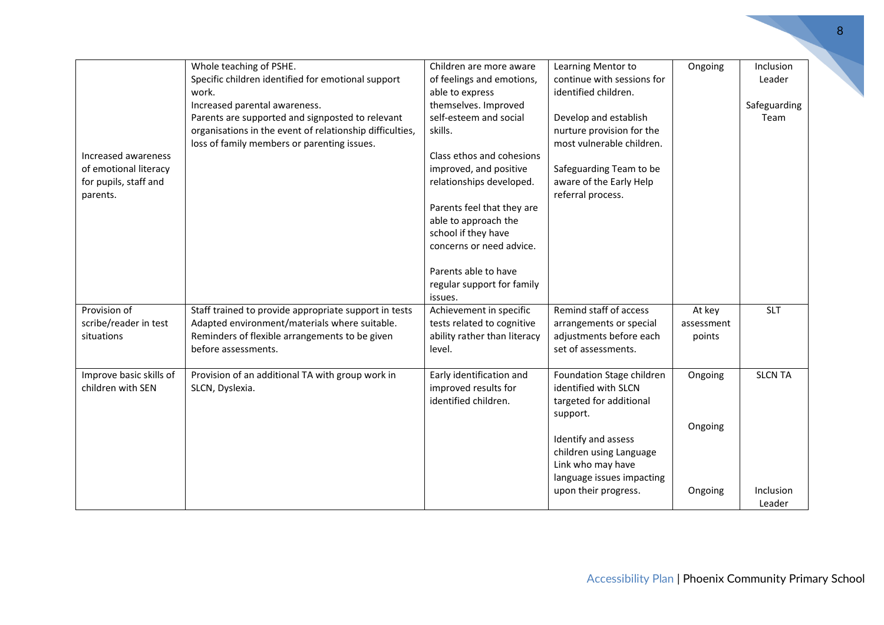| | | | | | |
|---|---|---|---|---|---|
| Increased awareness of emotional literacy for pupils, staff and parents. | Whole teaching of PSHE.<br>Specific children identified for emotional support work.<br>Increased parental awareness.<br>Parents are supported and signposted to relevant organisations in the event of relationship difficulties, loss of family members or parenting issues. | Children are more aware of feelings and emotions, able to express themselves. Improved self-esteem and social skills.<br><br>Class ethos and cohesions improved, and positive relationships developed.<br><br>Parents feel that they are able to approach the school if they have concerns or need advice.<br><br>Parents able to have regular support for family issues. | Learning Mentor to continue with sessions for identified children.<br><br>Develop and establish nurture provision for the most vulnerable children.<br><br>Safeguarding Team to be aware of the Early Help referral process. | Ongoing | Inclusion Leader<br><br>Safeguarding Team |
| Provision of scribe/reader in test situations | Staff trained to provide appropriate support in tests<br>Adapted environment/materials where suitable.<br>Reminders of flexible arrangements to be given before assessments. | Achievement in specific tests related to cognitive ability rather than literacy level. | Remind staff of access arrangements or special adjustments before each set of assessments. | At key assessment points | SLT |
| Improve basic skills of children with SEN | Provision of an additional TA with group work in SLCN, Dyslexia. | Early identification and improved results for identified children. | Foundation Stage children identified with SLCN targeted for additional support.<br><br>Identify and assess children using Language Link who may have language issues impacting upon their progress. | Ongoing<br><br>Ongoing<br><br>Ongoing | SLCN TA<br><br>Inclusion Leader |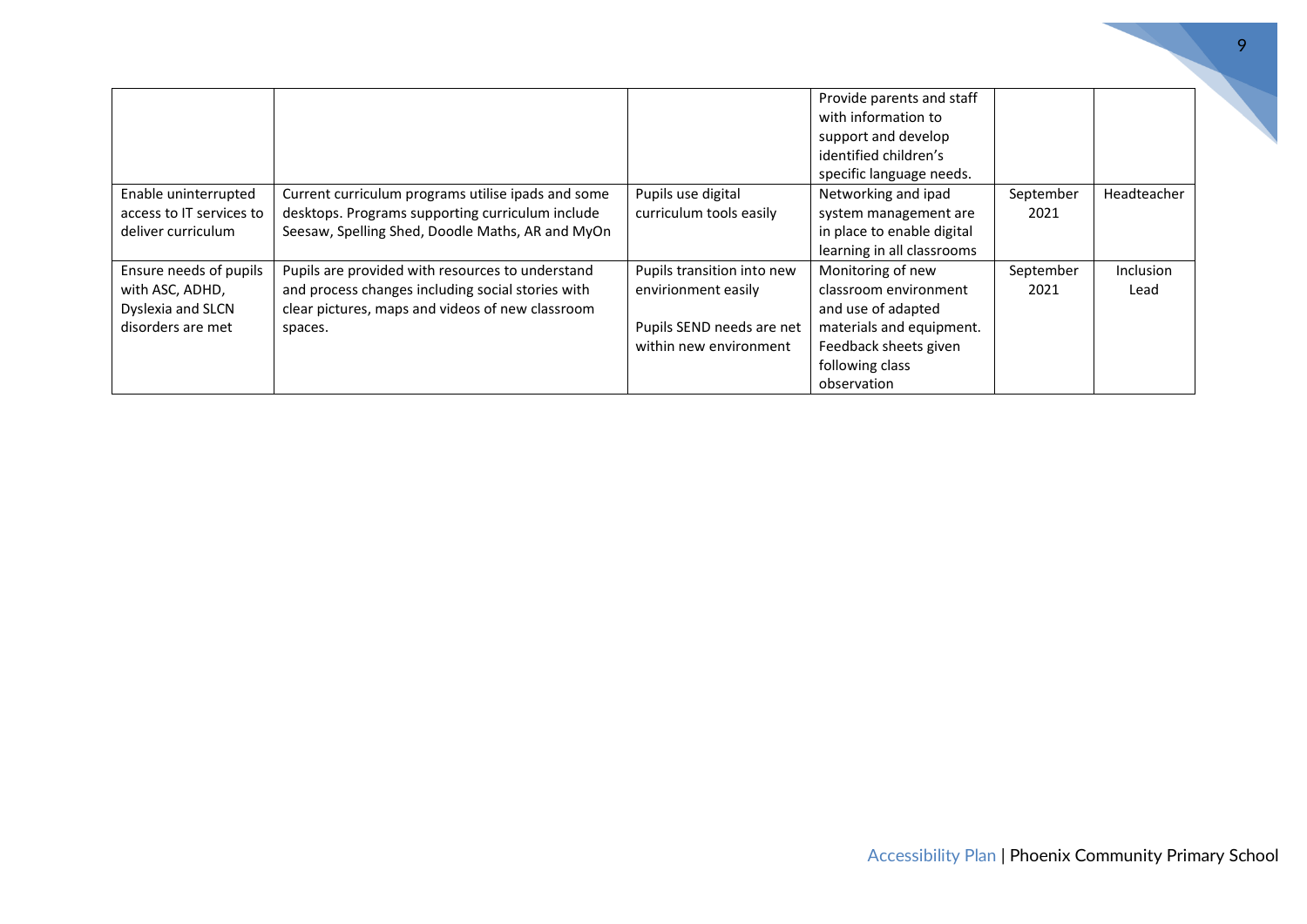| | | | | | |
|---|---|---|---|---|---|
| | | | Provide parents and staff with information to support and develop identified children's specific language needs. | | |
| Enable uninterrupted access to IT services to deliver curriculum | Current curriculum programs utilise ipads and some desktops. Programs supporting curriculum include Seesaw, Spelling Shed, Doodle Maths, AR and MyOn | Pupils use digital curriculum tools easily | Networking and ipad system management are in place to enable digital learning in all classrooms | September 2021 | Headteacher |
| Ensure needs of pupils with ASC, ADHD, Dyslexia and SLCN disorders are met | Pupils are provided with resources to understand and process changes including social stories with clear pictures, maps and videos of new classroom spaces. | Pupils transition into new envirionment easily<br><br>Pupils SEND needs are net within new environment | Monitoring of new classroom environment and use of adapted materials and equipment. Feedback sheets given following class observation | September 2021 | Inclusion Lead |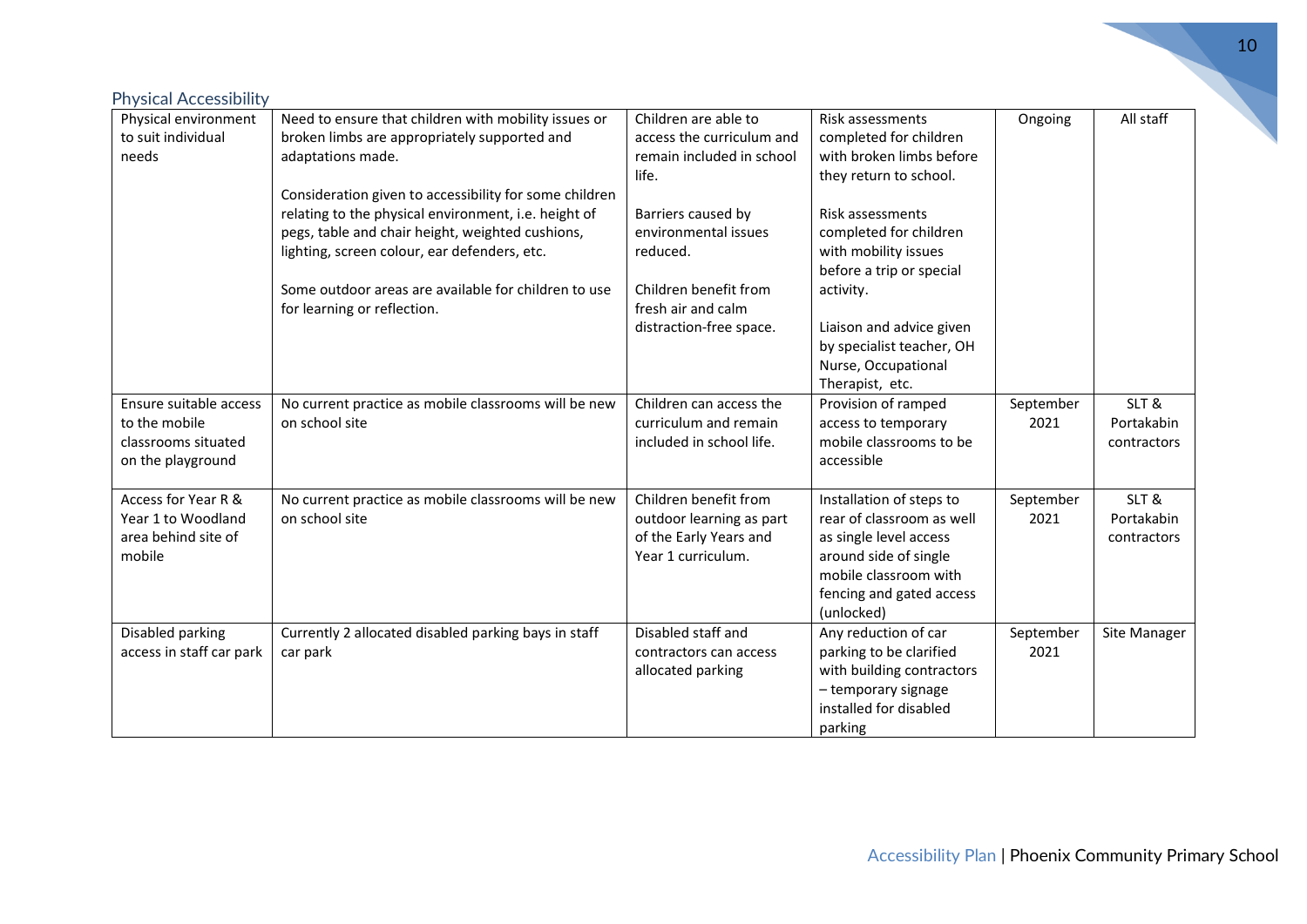## Physical Accessibility

| | | | | | |
|---|---|---|---|---|---|
| Physical environment to suit individual needs | Need to ensure that children with mobility issues or broken limbs are appropriately supported and adaptations made.<br><br>Consideration given to accessibility for some children relating to the physical environment, i.e. height of pegs, table and chair height, weighted cushions, lighting, screen colour, ear defenders, etc.<br><br>Some outdoor areas are available for children to use for learning or reflection. | Children are able to access the curriculum and remain included in school life.<br><br>Barriers caused by environmental issues reduced.<br><br>Children benefit from fresh air and calm distraction-free space. | Risk assessments completed for children with broken limbs before they return to school.<br><br>Risk assessments completed for children with mobility issues before a trip or special activity.<br><br>Liaison and advice given by specialist teacher, OH Nurse, Occupational Therapist, etc. | Ongoing | All staff |
| Ensure suitable access to the mobile classrooms situated on the playground | No current practice as mobile classrooms will be new on school site | Children can access the curriculum and remain included in school life. | Provision of ramped access to temporary mobile classrooms to be accessible | September 2021 | SLT & Portakabin contractors |
| Access for Year R & Year 1 to Woodland area behind site of mobile | No current practice as mobile classrooms will be new on school site | Children benefit from outdoor learning as part of the Early Years and Year 1 curriculum. | Installation of steps to rear of classroom as well as single level access around side of single mobile classroom with fencing and gated access (unlocked) | September 2021 | SLT & Portakabin contractors |
| Disabled parking access in staff car park | Currently 2 allocated disabled parking bays in staff car park | Disabled staff and contractors can access allocated parking | Any reduction of car parking to be clarified with building contractors – temporary signage installed for disabled parking | September 2021 | Site Manager |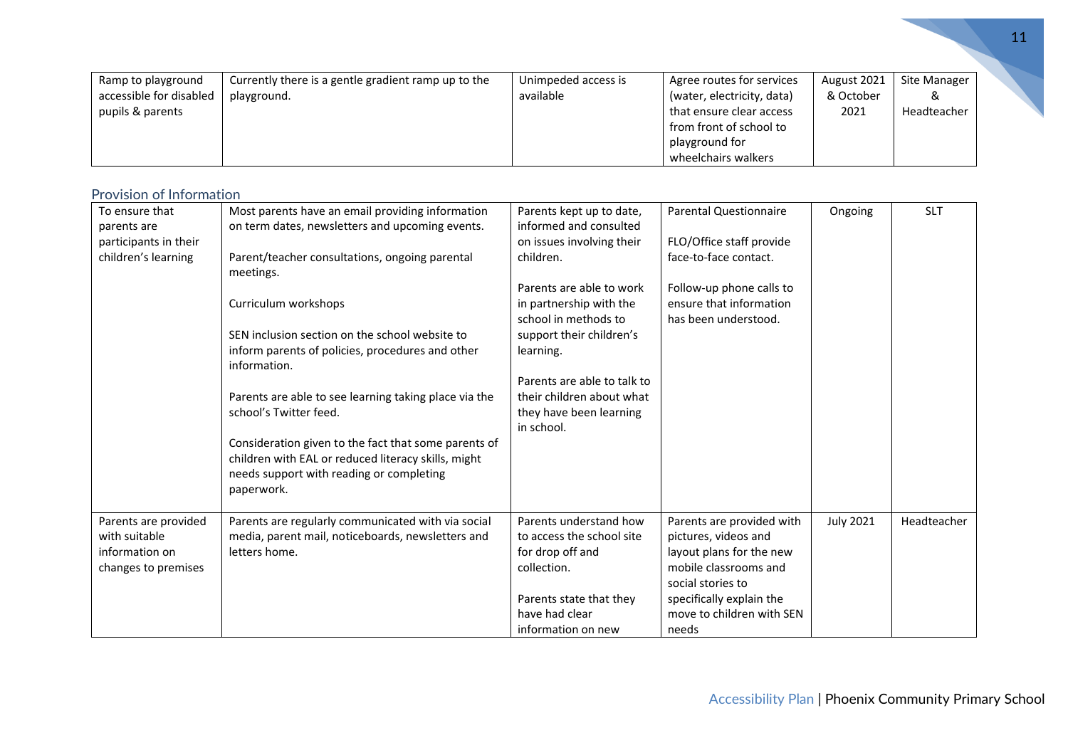| | | | | | |
|---|---|---|---|---|---|
| Ramp to playground accessible for disabled pupils & parents | Currently there is a gentle gradient ramp up to the playground. | Unimpeded access is available | Agree routes for services (water, electricity, data) that ensure clear access from front of school to playground for wheelchairs walkers | August 2021 & October 2021 | Site Manager & Headteacher |

## Provision of Information

| | | | | | |
|---|---|---|---|---|---|
| To ensure that parents are participants in their children's learning | Most parents have an email providing information on term dates, newsletters and upcoming events.<br><br>Parent/teacher consultations, ongoing parental meetings.<br><br>Curriculum workshops<br><br>SEN inclusion section on the school website to inform parents of policies, procedures and other information.<br><br>Parents are able to see learning taking place via the school's Twitter feed.<br><br>Consideration given to the fact that some parents of children with EAL or reduced literacy skills, might needs support with reading or completing paperwork. | Parents kept up to date, informed and consulted on issues involving their children.<br><br>Parents are able to work in partnership with the school in methods to support their children's learning.<br><br>Parents are able to talk to their children about what they have been learning in school. | Parental Questionnaire<br><br>FLO/Office staff provide face-to-face contact.<br><br>Follow-up phone calls to ensure that information has been understood. | Ongoing | SLT |
| Parents are provided with suitable information on changes to premises | Parents are regularly communicated with via social media, parent mail, noticeboards, newsletters and letters home. | Parents understand how to access the school site for drop off and collection.<br><br>Parents state that they have had clear information on new | Parents are provided with pictures, videos and layout plans for the new mobile classrooms and social stories to specifically explain the move to children with SEN needs | July 2021 | Headteacher |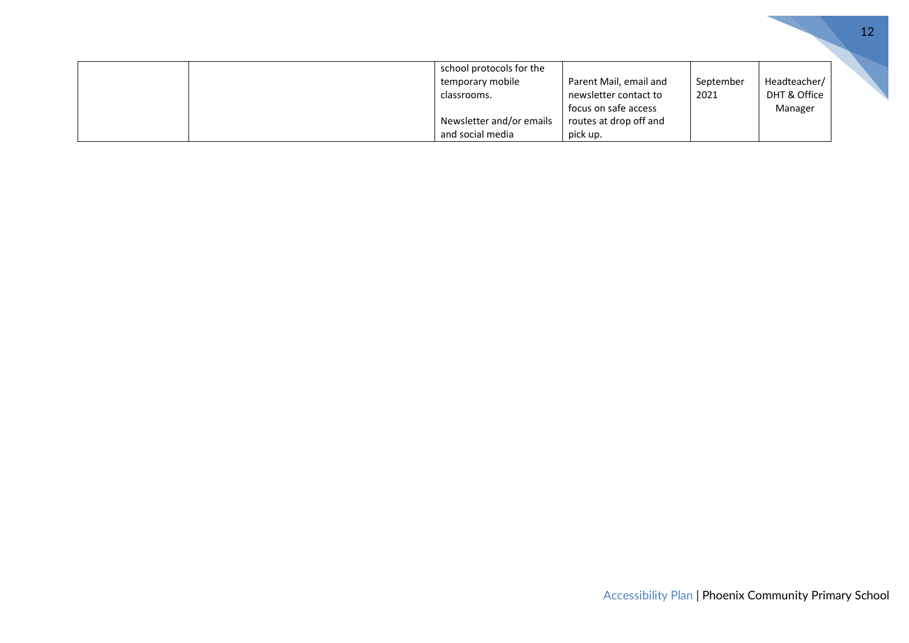| | | | | | |
|---|---|---|---|---|---|
| | | school protocols for the temporary mobile classrooms.<br><br>Newsletter and/or emails and social media | Parent Mail, email and newsletter contact to focus on safe access routes at drop off and pick up. | September 2021 | Headteacher/ DHT & Office Manager |